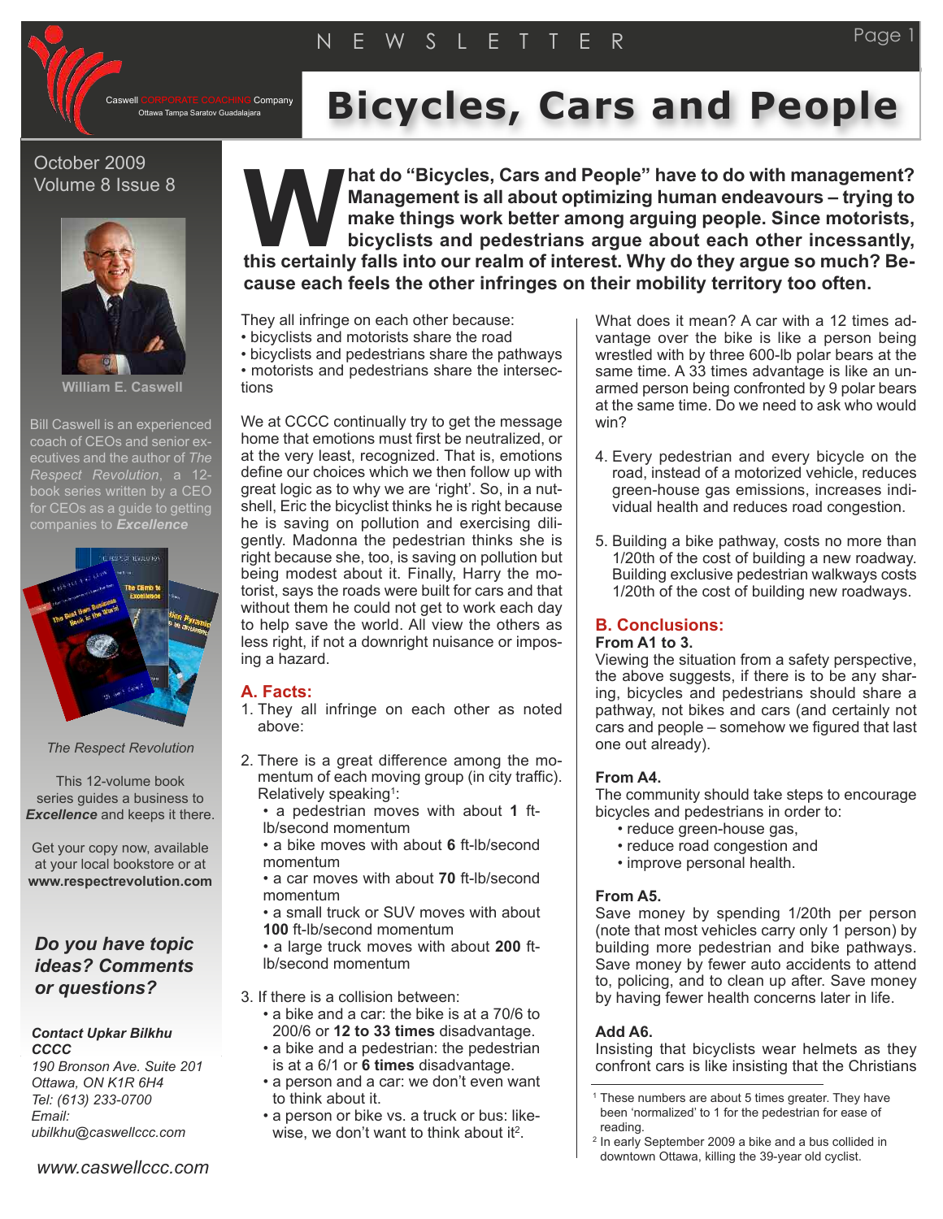NEWSLETTER

Caswell CORPORATE COACHING Company
Ottawa Tampa Saratov Guadalajara

# Bicycles, Cars and People

October 2009
Volume 8 Issue 8

William E. Caswell

Bill Caswell is an experienced coach of CEOs and senior executives and the author of *The Respect Revolution*, a 12-book series written by a CEO for CEOs as a guide to getting companies to ***Excellence***

*The Respect Revolution*

This 12-volume book series guides a business to ***Excellence*** and keeps it there.

Get your copy now, available at your local bookstore or at **www.respectrevolution.com**

***Do you have topic ideas? Comments or questions?***

***Contact Upkar Bilkhu CCCC***
*190 Bronson Ave. Suite 201*
*Ottawa, ON K1R 6H4*
*Tel: (613) 233-0700*
*Email:*
*ubilkhu@caswellccc.com*

*www.caswellccc.com*

**What do "Bicycles, Cars and People" have to do with management? Management is all about optimizing human endeavours – trying to make things work better among arguing people. Since motorists, bicyclists and pedestrians argue about each other incessantly, this certainly falls into our realm of interest. Why do they argue so much? Because each feels the other infringes on their mobility territory too often.**

They all infringe on each other because:
- bicyclists and motorists share the road
- bicyclists and pedestrians share the pathways
- motorists and pedestrians share the intersections

We at CCCC continually try to get the message home that emotions must first be neutralized, or at the very least, recognized. That is, emotions define our choices which we then follow up with great logic as to why we are 'right'. So, in a nutshell, Eric the bicyclist thinks he is right because he is saving on pollution and exercising diligently. Madonna the pedestrian thinks she is right because she, too, is saving on pollution but being modest about it. Finally, Harry the motorist, says the roads were built for cars and that without them he could not get to work each day to help save the world. All view the others as less right, if not a downright nuisance or imposing a hazard.

## A. Facts:

1. They all infringe on each other as noted above:

2. There is a great difference among the momentum of each moving group (in city traffic). Relatively speaking[1]:
   - a pedestrian moves with about **1** ft-lb/second momentum
   - a bike moves with about **6** ft-lb/second momentum
   - a car moves with about **70** ft-lb/second momentum
   - a small truck or SUV moves with about **100** ft-lb/second momentum
   - a large truck moves with about **200** ft-lb/second momentum

3. If there is a collision between:
   - a bike and a car: the bike is at a 70/6 to 200/6 or **12 to 33 times** disadvantage.
   - a bike and a pedestrian: the pedestrian is at a 6/1 or **6 times** disadvantage.
   - a person and a car: we don't even want to think about it.
   - a person or bike vs. a truck or bus: likewise, we don't want to think about it[2].

What does it mean? A car with a 12 times advantage over the bike is like a person being wrestled with by three 600-lb polar bears at the same time. A 33 times advantage is like an unarmed person being confronted by 9 polar bears at the same time. Do we need to ask who would win?

4. Every pedestrian and every bicycle on the road, instead of a motorized vehicle, reduces green-house gas emissions, increases individual health and reduces road congestion.

5. Building a bike pathway, costs no more than 1/20th of the cost of building a new roadway. Building exclusive pedestrian walkways costs 1/20th of the cost of building new roadways.

## B. Conclusions:

**From A1 to 3.**
Viewing the situation from a safety perspective, the above suggests, if there is to be any sharing, bicycles and pedestrians should share a pathway, not bikes and cars (and certainly not cars and people – somehow we figured that last one out already).

**From A4.**
The community should take steps to encourage bicycles and pedestrians in order to:
- reduce green-house gas,
- reduce road congestion and
- improve personal health.

**From A5.**
Save money by spending 1/20th per person (note that most vehicles carry only 1 person) by building more pedestrian and bike pathways. Save money by fewer auto accidents to attend to, policing, and to clean up after. Save money by having fewer health concerns later in life.

**Add A6.**
Insisting that bicyclists wear helmets as they confront cars is like insisting that the Christians

---

[1] These numbers are about 5 times greater. They have been 'normalized' to 1 for the pedestrian for ease of reading.

[2] In early September 2009 a bike and a bus collided in downtown Ottawa, killing the 39-year old cyclist.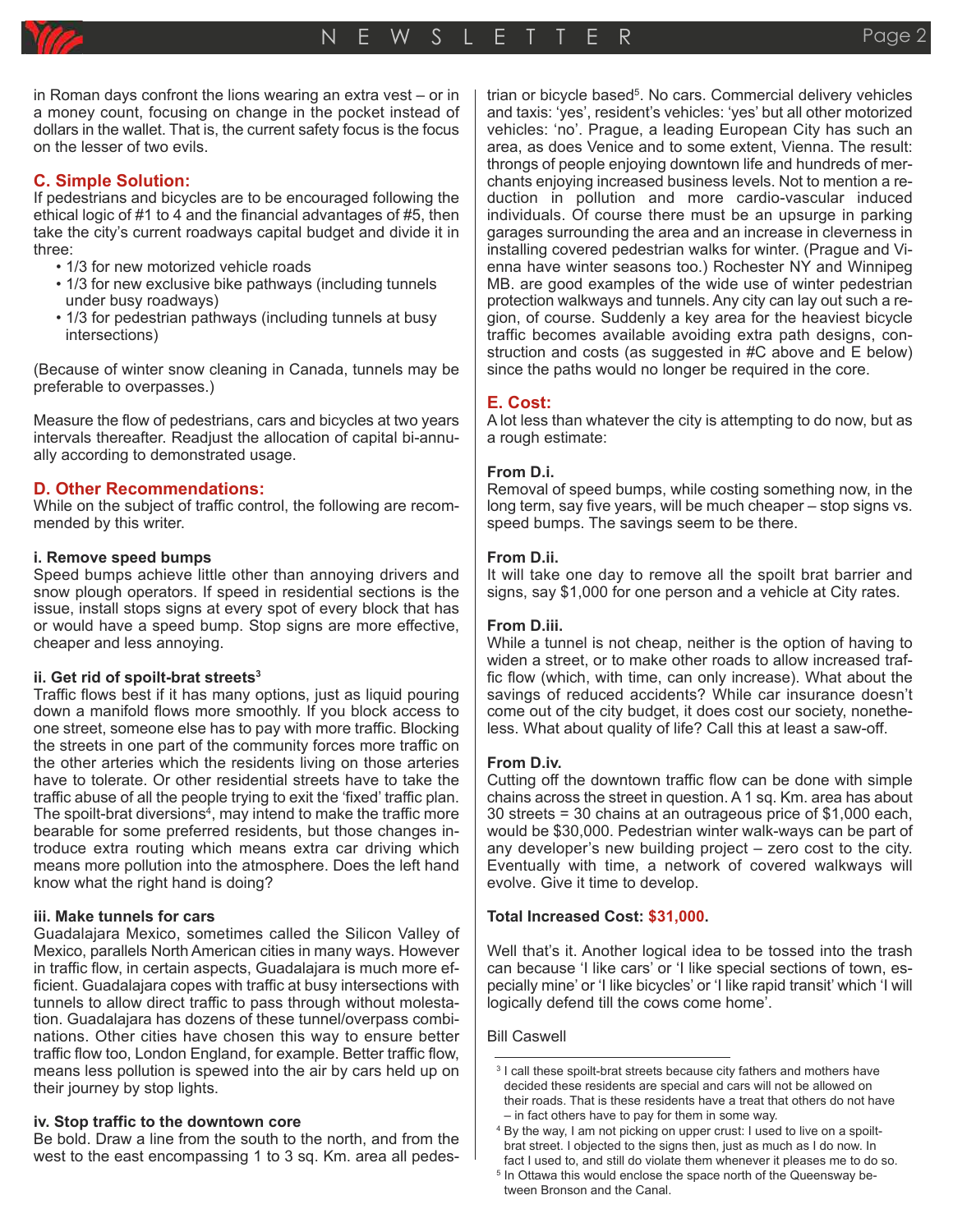in Roman days confront the lions wearing an extra vest – or in a money count, focusing on change in the pocket instead of dollars in the wallet. That is, the current safety focus is the focus on the lesser of two evils.

## C. Simple Solution:

If pedestrians and bicycles are to be encouraged following the ethical logic of #1 to 4 and the financial advantages of #5, then take the city's current roadways capital budget and divide it in three:

- 1/3 for new motorized vehicle roads
- 1/3 for new exclusive bike pathways (including tunnels under busy roadways)
- 1/3 for pedestrian pathways (including tunnels at busy intersections)

(Because of winter snow cleaning in Canada, tunnels may be preferable to overpasses.)

Measure the flow of pedestrians, cars and bicycles at two years intervals thereafter. Readjust the allocation of capital bi-annually according to demonstrated usage.

## D. Other Recommendations:

While on the subject of traffic control, the following are recommended by this writer.

**i. Remove speed bumps**

Speed bumps achieve little other than annoying drivers and snow plough operators. If speed in residential sections is the issue, install stops signs at every spot of every block that has or would have a speed bump. Stop signs are more effective, cheaper and less annoying.

**ii. Get rid of spoilt-brat streets[3]**

Traffic flows best if it has many options, just as liquid pouring down a manifold flows more smoothly. If you block access to one street, someone else has to pay with more traffic. Blocking the streets in one part of the community forces more traffic on the other arteries which the residents living on those arteries have to tolerate. Or other residential streets have to take the traffic abuse of all the people trying to exit the 'fixed' traffic plan. The spoilt-brat diversions[4], may intend to make the traffic more bearable for some preferred residents, but those changes introduce extra routing which means extra car driving which means more pollution into the atmosphere. Does the left hand know what the right hand is doing?

**iii. Make tunnels for cars**

Guadalajara Mexico, sometimes called the Silicon Valley of Mexico, parallels North American cities in many ways. However in traffic flow, in certain aspects, Guadalajara is much more efficient. Guadalajara copes with traffic at busy intersections with tunnels to allow direct traffic to pass through without molestation. Guadalajara has dozens of these tunnel/overpass combinations. Other cities have chosen this way to ensure better traffic flow too, London England, for example. Better traffic flow, means less pollution is spewed into the air by cars held up on their journey by stop lights.

**iv. Stop traffic to the downtown core**

Be bold. Draw a line from the south to the north, and from the west to the east encompassing 1 to 3 sq. Km. area all pedestrian or bicycle based[5]. No cars. Commercial delivery vehicles and taxis: 'yes', resident's vehicles: 'yes' but all other motorized vehicles: 'no'. Prague, a leading European City has such an area, as does Venice and to some extent, Vienna. The result: throngs of people enjoying downtown life and hundreds of merchants enjoying increased business levels. Not to mention a reduction in pollution and more cardio-vascular induced individuals. Of course there must be an upsurge in parking garages surrounding the area and an increase in cleverness in installing covered pedestrian walks for winter. (Prague and Vienna have winter seasons too.) Rochester NY and Winnipeg MB. are good examples of the wide use of winter pedestrian protection walkways and tunnels. Any city can lay out such a region, of course. Suddenly a key area for the heaviest bicycle traffic becomes available avoiding extra path designs, construction and costs (as suggested in #C above and E below) since the paths would no longer be required in the core.

## E. Cost:

A lot less than whatever the city is attempting to do now, but as a rough estimate:

**From D.i.**

Removal of speed bumps, while costing something now, in the long term, say five years, will be much cheaper – stop signs vs. speed bumps. The savings seem to be there.

**From D.ii.**

It will take one day to remove all the spoilt brat barrier and signs, say $1,000 for one person and a vehicle at City rates.

**From D.iii.**

While a tunnel is not cheap, neither is the option of having to widen a street, or to make other roads to allow increased traffic flow (which, with time, can only increase). What about the savings of reduced accidents? While car insurance doesn't come out of the city budget, it does cost our society, nonetheless. What about quality of life? Call this at least a saw-off.

**From D.iv.**

Cutting off the downtown traffic flow can be done with simple chains across the street in question. A 1 sq. Km. area has about 30 streets = 30 chains at an outrageous price of $1,000 each, would be $30,000. Pedestrian winter walk-ways can be part of any developer's new building project – zero cost to the city. Eventually with time, a network of covered walkways will evolve. Give it time to develop.

**Total Increased Cost: $31,000.**

Well that's it. Another logical idea to be tossed into the trash can because 'I like cars' or 'I like special sections of town, especially mine' or 'I like bicycles' or 'I like rapid transit' which 'I will logically defend till the cows come home'.

Bill Caswell

---

[3] I call these spoilt-brat streets because city fathers and mothers have decided these residents are special and cars will not be allowed on their roads. That is these residents have a treat that others do not have – in fact others have to pay for them in some way.

[4] By the way, I am not picking on upper crust: I used to live on a spoilt-brat street. I objected to the signs then, just as much as I do now. In fact I used to, and still do violate them whenever it pleases me to do so.

[5] In Ottawa this would enclose the space north of the Queensway between Bronson and the Canal.